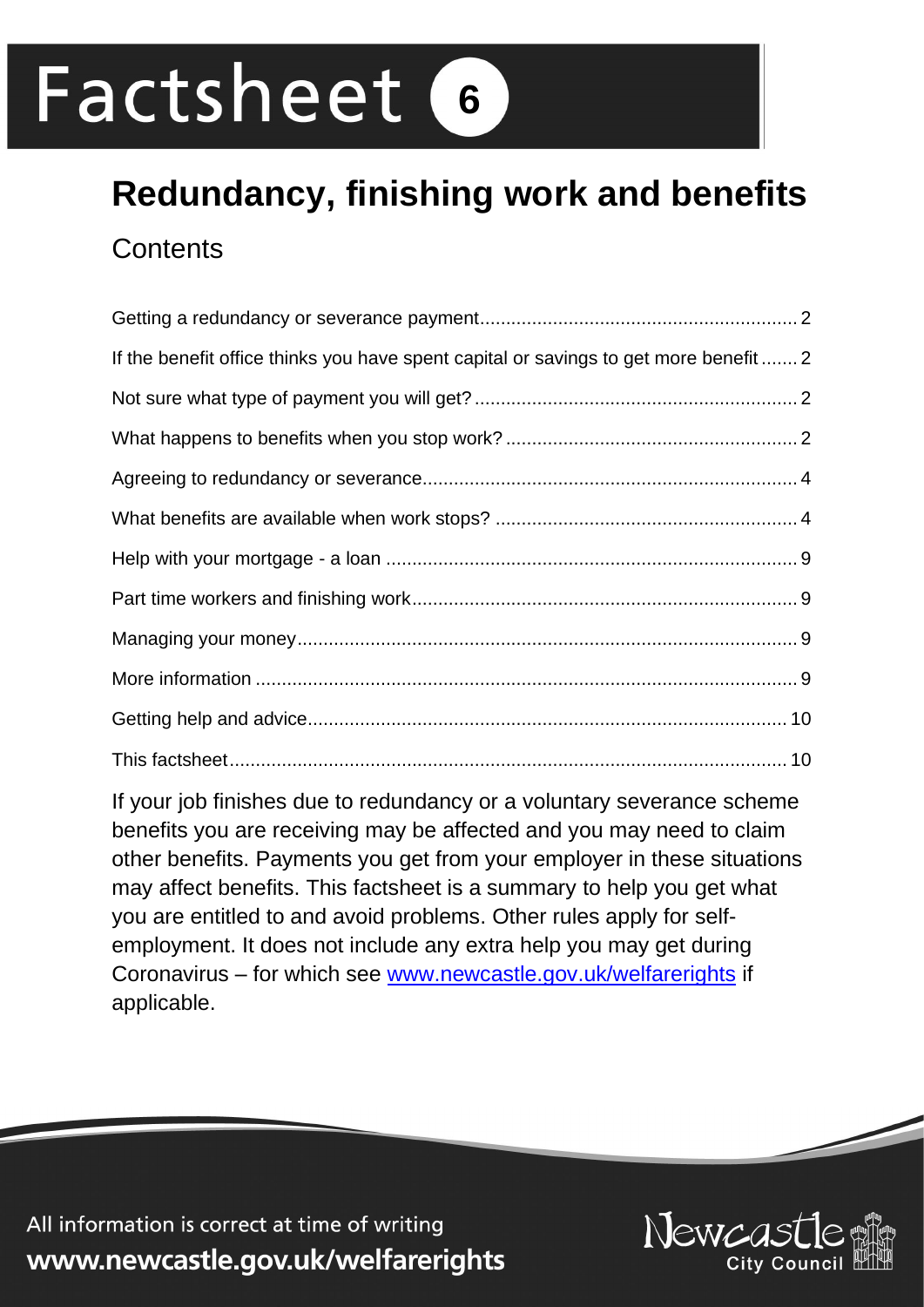# Factsheet 6

## Redundancy, finishing work and benefits

### Contents

| | |
|---|---|
| Getting a redundancy or severance payment | 2 |
| If the benefit office thinks you have spent capital or savings to get more benefit | 2 |
| Not sure what type of payment you will get? | 2 |
| What happens to benefits when you stop work? | 2 |
| Agreeing to redundancy or severance | 4 |
| What benefits are available when work stops? | 4 |
| Help with your mortgage - a loan | 9 |
| Part time workers and finishing work | 9 |
| Managing your money | 9 |
| More information | 9 |
| Getting help and advice | 10 |
| This factsheet | 10 |

If your job finishes due to redundancy or a voluntary severance scheme benefits you are receiving may be affected and you may need to claim other benefits. Payments you get from your employer in these situations may affect benefits. This factsheet is a summary to help you get what you are entitled to and avoid problems. Other rules apply for self-employment. It does not include any extra help you may get during Coronavirus – for which see www.newcastle.gov.uk/welfarerights if applicable.

All information is correct at time of writing
www.newcastle.gov.uk/welfarerights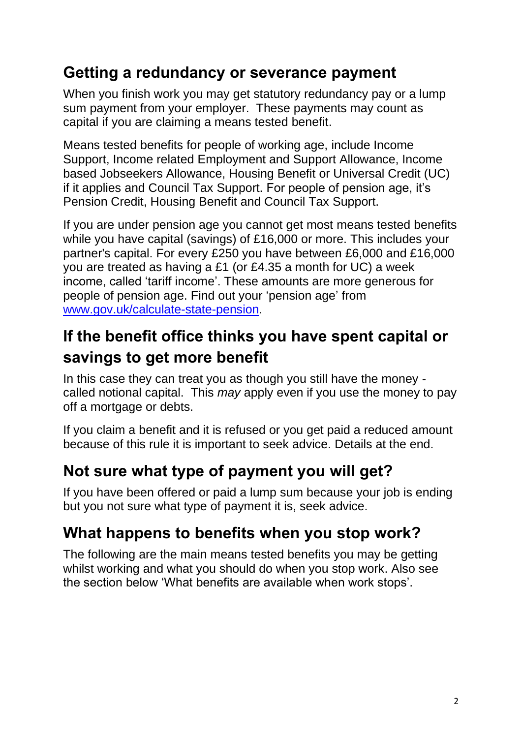## Getting a redundancy or severance payment

When you finish work you may get statutory redundancy pay or a lump sum payment from your employer. These payments may count as capital if you are claiming a means tested benefit.

Means tested benefits for people of working age, include Income Support, Income related Employment and Support Allowance, Income based Jobseekers Allowance, Housing Benefit or Universal Credit (UC) if it applies and Council Tax Support. For people of pension age, it's Pension Credit, Housing Benefit and Council Tax Support.

If you are under pension age you cannot get most means tested benefits while you have capital (savings) of £16,000 or more. This includes your partner's capital. For every £250 you have between £6,000 and £16,000 you are treated as having a £1 (or £4.35 a month for UC) a week income, called 'tariff income'. These amounts are more generous for people of pension age. Find out your 'pension age' from [www.gov.uk/calculate-state-pension](http://www.gov.uk/calculate-state-pension).

## If the benefit office thinks you have spent capital or savings to get more benefit

In this case they can treat you as though you still have the money - called notional capital. This *may* apply even if you use the money to pay off a mortgage or debts.

If you claim a benefit and it is refused or you get paid a reduced amount because of this rule it is important to seek advice. Details at the end.

## Not sure what type of payment you will get?

If you have been offered or paid a lump sum because your job is ending but you not sure what type of payment it is, seek advice.

## What happens to benefits when you stop work?

The following are the main means tested benefits you may be getting whilst working and what you should do when you stop work. Also see the section below 'What benefits are available when work stops'.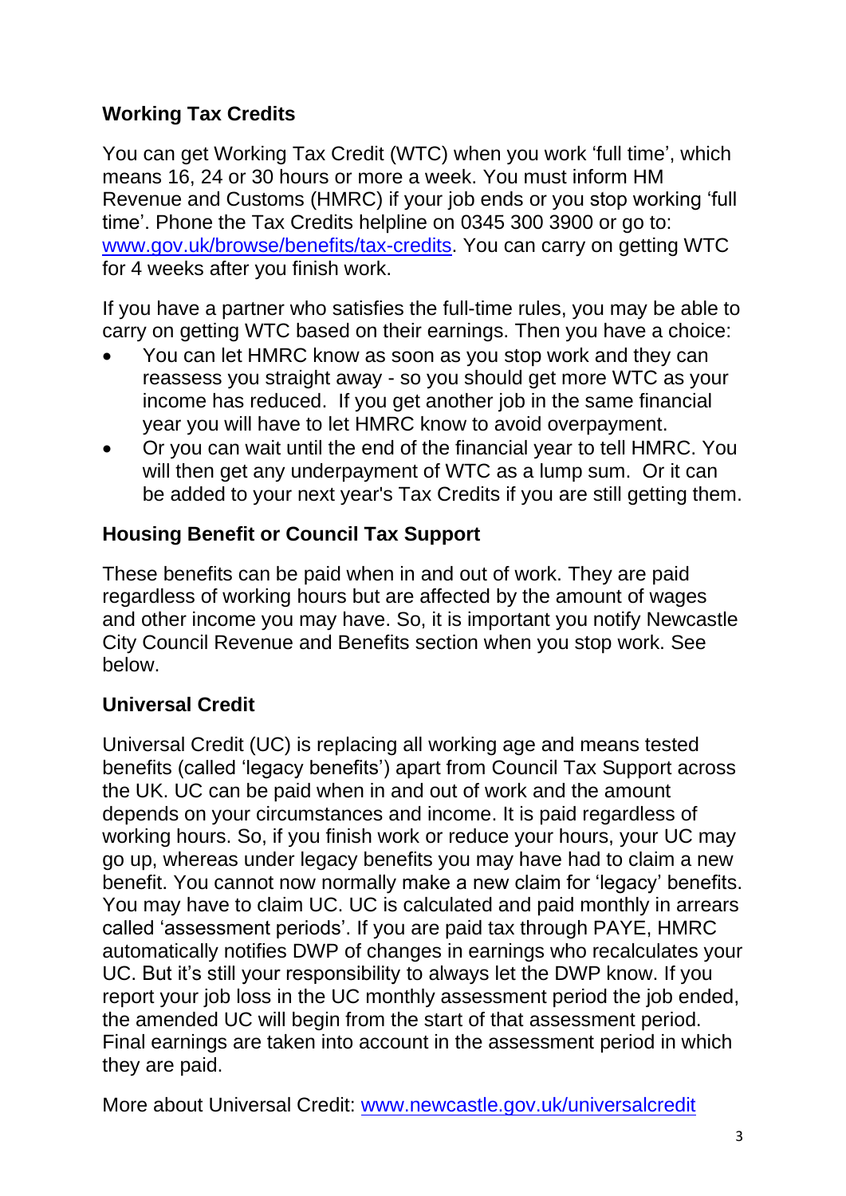## Working Tax Credits

You can get Working Tax Credit (WTC) when you work 'full time', which means 16, 24 or 30 hours or more a week. You must inform HM Revenue and Customs (HMRC) if your job ends or you stop working 'full time'. Phone the Tax Credits helpline on 0345 300 3900 or go to: [www.gov.uk/browse/benefits/tax-credits](http://www.gov.uk/browse/benefits/tax-credits). You can carry on getting WTC for 4 weeks after you finish work.

If you have a partner who satisfies the full-time rules, you may be able to carry on getting WTC based on their earnings. Then you have a choice:

- You can let HMRC know as soon as you stop work and they can reassess you straight away - so you should get more WTC as your income has reduced. If you get another job in the same financial year you will have to let HMRC know to avoid overpayment.
- Or you can wait until the end of the financial year to tell HMRC. You will then get any underpayment of WTC as a lump sum. Or it can be added to your next year's Tax Credits if you are still getting them.

## Housing Benefit or Council Tax Support

These benefits can be paid when in and out of work. They are paid regardless of working hours but are affected by the amount of wages and other income you may have. So, it is important you notify Newcastle City Council Revenue and Benefits section when you stop work. See below.

## Universal Credit

Universal Credit (UC) is replacing all working age and means tested benefits (called 'legacy benefits') apart from Council Tax Support across the UK. UC can be paid when in and out of work and the amount depends on your circumstances and income. It is paid regardless of working hours. So, if you finish work or reduce your hours, your UC may go up, whereas under legacy benefits you may have had to claim a new benefit. You cannot now normally make a new claim for 'legacy' benefits. You may have to claim UC. UC is calculated and paid monthly in arrears called 'assessment periods'. If you are paid tax through PAYE, HMRC automatically notifies DWP of changes in earnings who recalculates your UC. But it's still your responsibility to always let the DWP know. If you report your job loss in the UC monthly assessment period the job ended, the amended UC will begin from the start of that assessment period. Final earnings are taken into account in the assessment period in which they are paid.

More about Universal Credit: [www.newcastle.gov.uk/universalcredit](http://www.newcastle.gov.uk/universalcredit)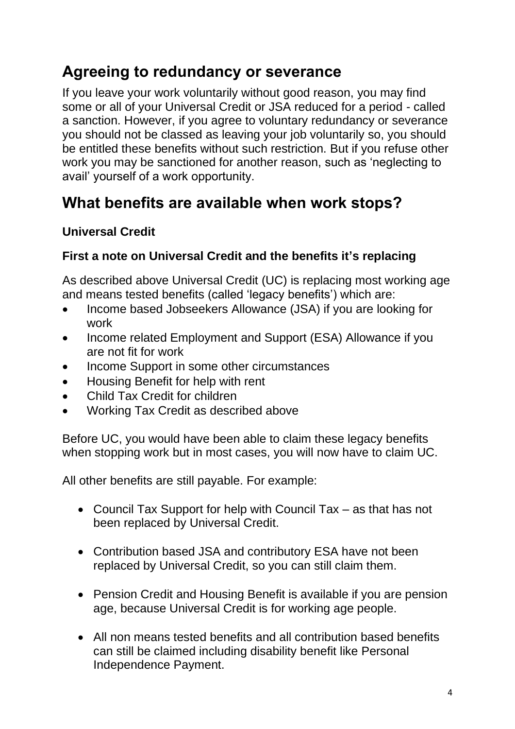## Agreeing to redundancy or severance

If you leave your work voluntarily without good reason, you may find some or all of your Universal Credit or JSA reduced for a period - called a sanction. However, if you agree to voluntary redundancy or severance you should not be classed as leaving your job voluntarily so, you should be entitled these benefits without such restriction. But if you refuse other work you may be sanctioned for another reason, such as 'neglecting to avail' yourself of a work opportunity.

## What benefits are available when work stops?

### Universal Credit

### First a note on Universal Credit and the benefits it's replacing

As described above Universal Credit (UC) is replacing most working age and means tested benefits (called 'legacy benefits') which are:

- Income based Jobseekers Allowance (JSA) if you are looking for work
- Income related Employment and Support (ESA) Allowance if you are not fit for work
- Income Support in some other circumstances
- Housing Benefit for help with rent
- Child Tax Credit for children
- Working Tax Credit as described above

Before UC, you would have been able to claim these legacy benefits when stopping work but in most cases, you will now have to claim UC.

All other benefits are still payable. For example:

- Council Tax Support for help with Council Tax – as that has not been replaced by Universal Credit.
- Contribution based JSA and contributory ESA have not been replaced by Universal Credit, so you can still claim them.
- Pension Credit and Housing Benefit is available if you are pension age, because Universal Credit is for working age people.
- All non means tested benefits and all contribution based benefits can still be claimed including disability benefit like Personal Independence Payment.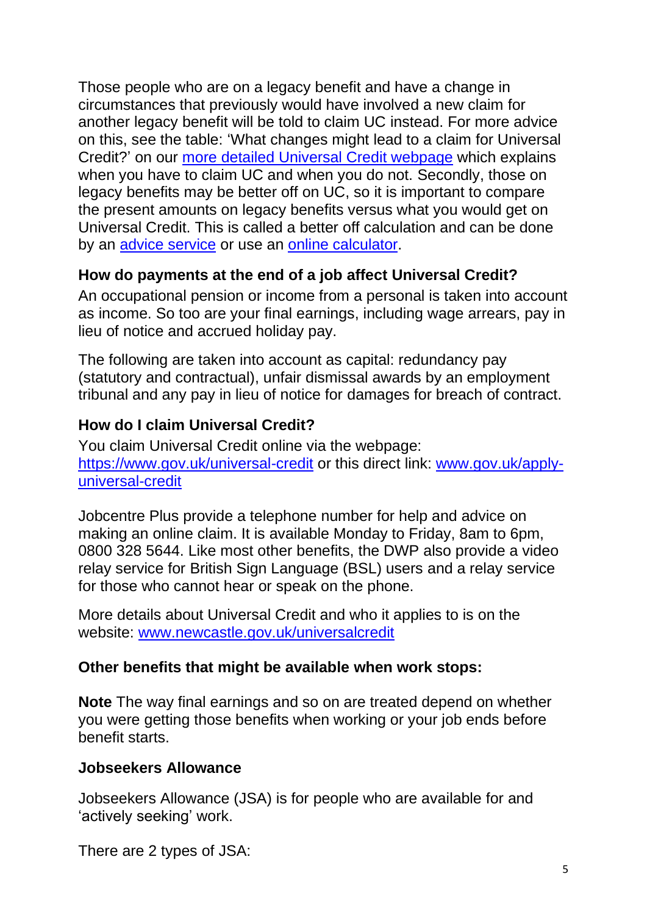Those people who are on a legacy benefit and have a change in circumstances that previously would have involved a new claim for another legacy benefit will be told to claim UC instead. For more advice on this, see the table: 'What changes might lead to a claim for Universal Credit?' on our [more detailed Universal Credit webpage]() which explains when you have to claim UC and when you do not. Secondly, those on legacy benefits may be better off on UC, so it is important to compare the present amounts on legacy benefits versus what you would get on Universal Credit. This is called a better off calculation and can be done by an [advice service]() or use an [online calculator]().

**How do payments at the end of a job affect Universal Credit?**

An occupational pension or income from a personal is taken into account as income. So too are your final earnings, including wage arrears, pay in lieu of notice and accrued holiday pay.

The following are taken into account as capital: redundancy pay (statutory and contractual), unfair dismissal awards by an employment tribunal and any pay in lieu of notice for damages for breach of contract.

**How do I claim Universal Credit?**

You claim Universal Credit online via the webpage: [https://www.gov.uk/universal-credit](https://www.gov.uk/universal-credit) or this direct link: [www.gov.uk/apply-universal-credit](www.gov.uk/apply-universal-credit)

Jobcentre Plus provide a telephone number for help and advice on making an online claim. It is available Monday to Friday, 8am to 6pm, 0800 328 5644. Like most other benefits, the DWP also provide a video relay service for British Sign Language (BSL) users and a relay service for those who cannot hear or speak on the phone.

More details about Universal Credit and who it applies to is on the website: [www.newcastle.gov.uk/universalcredit](www.newcastle.gov.uk/universalcredit)

**Other benefits that might be available when work stops:**

**Note** The way final earnings and so on are treated depend on whether you were getting those benefits when working or your job ends before benefit starts.

**Jobseekers Allowance**

Jobseekers Allowance (JSA) is for people who are available for and 'actively seeking' work.

There are 2 types of JSA: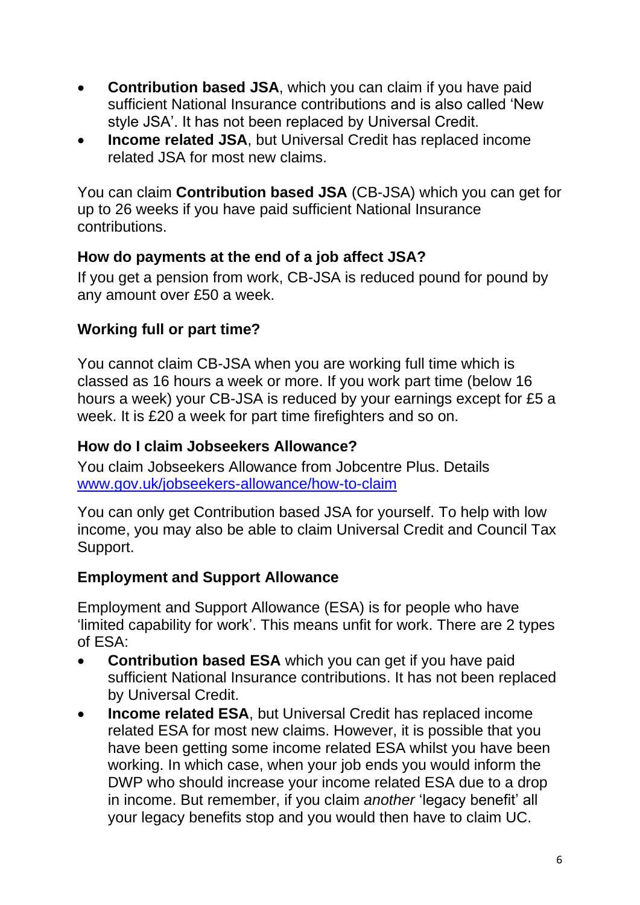- **Contribution based JSA**, which you can claim if you have paid sufficient National Insurance contributions and is also called 'New style JSA'. It has not been replaced by Universal Credit.
- **Income related JSA**, but Universal Credit has replaced income related JSA for most new claims.

You can claim **Contribution based JSA** (CB-JSA) which you can get for up to 26 weeks if you have paid sufficient National Insurance contributions.

### How do payments at the end of a job affect JSA?

If you get a pension from work, CB-JSA is reduced pound for pound by any amount over £50 a week.

### Working full or part time?

You cannot claim CB-JSA when you are working full time which is classed as 16 hours a week or more. If you work part time (below 16 hours a week) your CB-JSA is reduced by your earnings except for £5 a week. It is £20 a week for part time firefighters and so on.

### How do I claim Jobseekers Allowance?

You claim Jobseekers Allowance from Jobcentre Plus. Details [www.gov.uk/jobseekers-allowance/how-to-claim](www.gov.uk/jobseekers-allowance/how-to-claim)

You can only get Contribution based JSA for yourself. To help with low income, you may also be able to claim Universal Credit and Council Tax Support.

### Employment and Support Allowance

Employment and Support Allowance (ESA) is for people who have 'limited capability for work'. This means unfit for work. There are 2 types of ESA:

- **Contribution based ESA** which you can get if you have paid sufficient National Insurance contributions. It has not been replaced by Universal Credit.
- **Income related ESA**, but Universal Credit has replaced income related ESA for most new claims. However, it is possible that you have been getting some income related ESA whilst you have been working. In which case, when your job ends you would inform the DWP who should increase your income related ESA due to a drop in income. But remember, if you claim *another* 'legacy benefit' all your legacy benefits stop and you would then have to claim UC.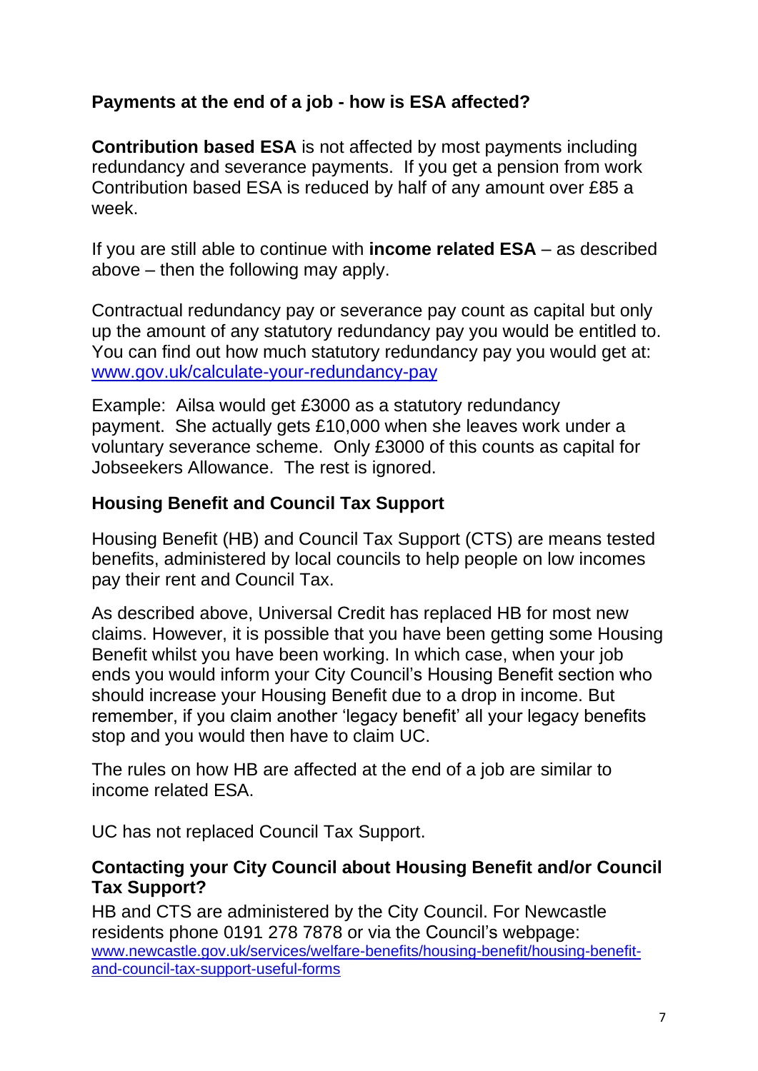## Payments at the end of a job - how is ESA affected?

**Contribution based ESA** is not affected by most payments including redundancy and severance payments. If you get a pension from work Contribution based ESA is reduced by half of any amount over £85 a week.

If you are still able to continue with **income related ESA** – as described above – then the following may apply.

Contractual redundancy pay or severance pay count as capital but only up the amount of any statutory redundancy pay you would be entitled to. You can find out how much statutory redundancy pay you would get at: [www.gov.uk/calculate-your-redundancy-pay](http://www.gov.uk/calculate-your-redundancy-pay)

Example: Ailsa would get £3000 as a statutory redundancy payment. She actually gets £10,000 when she leaves work under a voluntary severance scheme. Only £3000 of this counts as capital for Jobseekers Allowance. The rest is ignored.

## Housing Benefit and Council Tax Support

Housing Benefit (HB) and Council Tax Support (CTS) are means tested benefits, administered by local councils to help people on low incomes pay their rent and Council Tax.

As described above, Universal Credit has replaced HB for most new claims. However, it is possible that you have been getting some Housing Benefit whilst you have been working. In which case, when your job ends you would inform your City Council's Housing Benefit section who should increase your Housing Benefit due to a drop in income. But remember, if you claim another 'legacy benefit' all your legacy benefits stop and you would then have to claim UC.

The rules on how HB are affected at the end of a job are similar to income related ESA.

UC has not replaced Council Tax Support.

## Contacting your City Council about Housing Benefit and/or Council Tax Support?

HB and CTS are administered by the City Council. For Newcastle residents phone 0191 278 7878 or via the Council's webpage: [www.newcastle.gov.uk/services/welfare-benefits/housing-benefit/housing-benefit-and-council-tax-support-useful-forms](http://www.newcastle.gov.uk/services/welfare-benefits/housing-benefit/housing-benefit-and-council-tax-support-useful-forms)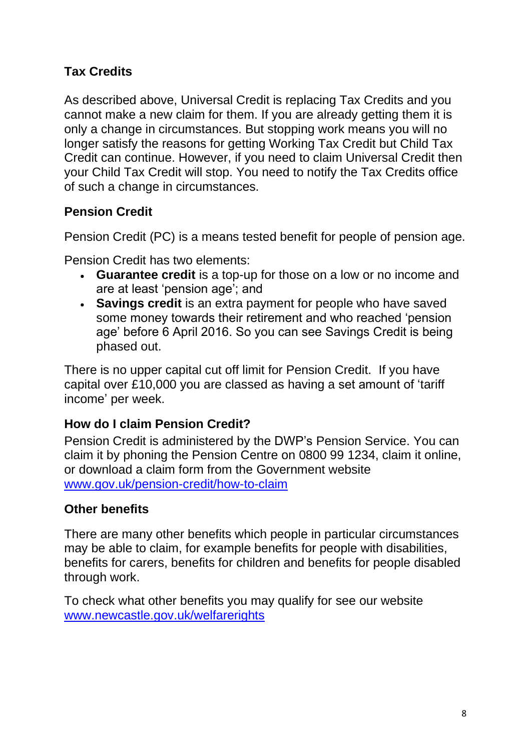## Tax Credits

As described above, Universal Credit is replacing Tax Credits and you cannot make a new claim for them. If you are already getting them it is only a change in circumstances. But stopping work means you will no longer satisfy the reasons for getting Working Tax Credit but Child Tax Credit can continue. However, if you need to claim Universal Credit then your Child Tax Credit will stop. You need to notify the Tax Credits office of such a change in circumstances.

## Pension Credit

Pension Credit (PC) is a means tested benefit for people of pension age.

Pension Credit has two elements:

- **Guarantee credit** is a top-up for those on a low or no income and are at least 'pension age'; and
- **Savings credit** is an extra payment for people who have saved some money towards their retirement and who reached 'pension age' before 6 April 2016. So you can see Savings Credit is being phased out.

There is no upper capital cut off limit for Pension Credit. If you have capital over £10,000 you are classed as having a set amount of 'tariff income' per week.

### How do I claim Pension Credit?

Pension Credit is administered by the DWP's Pension Service. You can claim it by phoning the Pension Centre on 0800 99 1234, claim it online, or download a claim form from the Government website [www.gov.uk/pension-credit/how-to-claim](http://www.gov.uk/pension-credit/how-to-claim)

## Other benefits

There are many other benefits which people in particular circumstances may be able to claim, for example benefits for people with disabilities, benefits for carers, benefits for children and benefits for people disabled through work.

To check what other benefits you may qualify for see our website [www.newcastle.gov.uk/welfarerights](http://www.newcastle.gov.uk/welfarerights)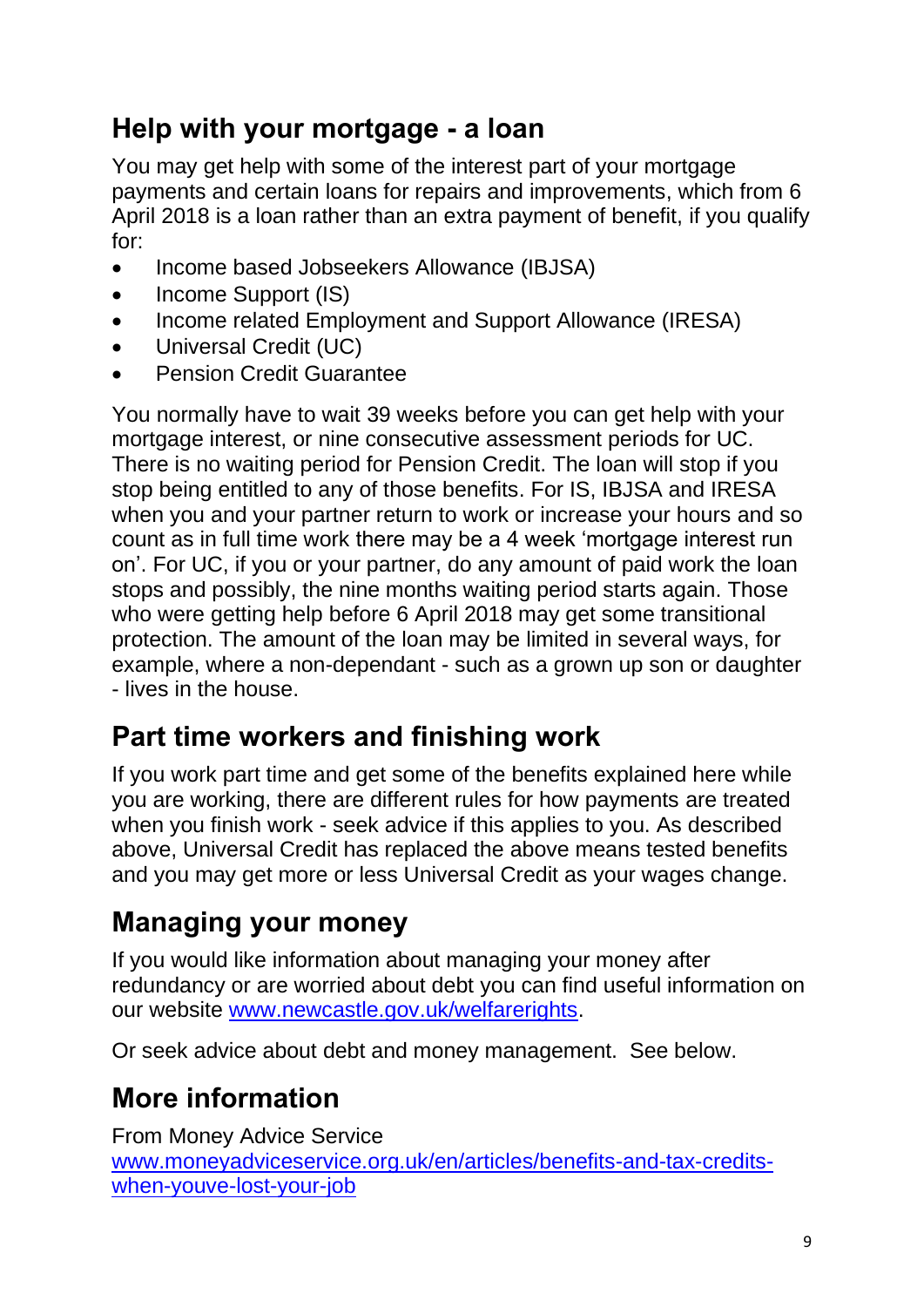## Help with your mortgage - a loan

You may get help with some of the interest part of your mortgage payments and certain loans for repairs and improvements, which from 6 April 2018 is a loan rather than an extra payment of benefit, if you qualify for:

- Income based Jobseekers Allowance (IBJSA)
- Income Support (IS)
- Income related Employment and Support Allowance (IRESA)
- Universal Credit (UC)
- Pension Credit Guarantee

You normally have to wait 39 weeks before you can get help with your mortgage interest, or nine consecutive assessment periods for UC. There is no waiting period for Pension Credit. The loan will stop if you stop being entitled to any of those benefits. For IS, IBJSA and IRESA when you and your partner return to work or increase your hours and so count as in full time work there may be a 4 week 'mortgage interest run on'. For UC, if you or your partner, do any amount of paid work the loan stops and possibly, the nine months waiting period starts again. Those who were getting help before 6 April 2018 may get some transitional protection. The amount of the loan may be limited in several ways, for example, where a non-dependant - such as a grown up son or daughter - lives in the house.

## Part time workers and finishing work

If you work part time and get some of the benefits explained here while you are working, there are different rules for how payments are treated when you finish work - seek advice if this applies to you. As described above, Universal Credit has replaced the above means tested benefits and you may get more or less Universal Credit as your wages change.

## Managing your money

If you would like information about managing your money after redundancy or are worried about debt you can find useful information on our website [www.newcastle.gov.uk/welfarerights](http://www.newcastle.gov.uk/welfarerights).

Or seek advice about debt and money management. See below.

## More information

From Money Advice Service
[www.moneyadviceservice.org.uk/en/articles/benefits-and-tax-credits-when-youve-lost-your-job](http://www.moneyadviceservice.org.uk/en/articles/benefits-and-tax-credits-when-youve-lost-your-job)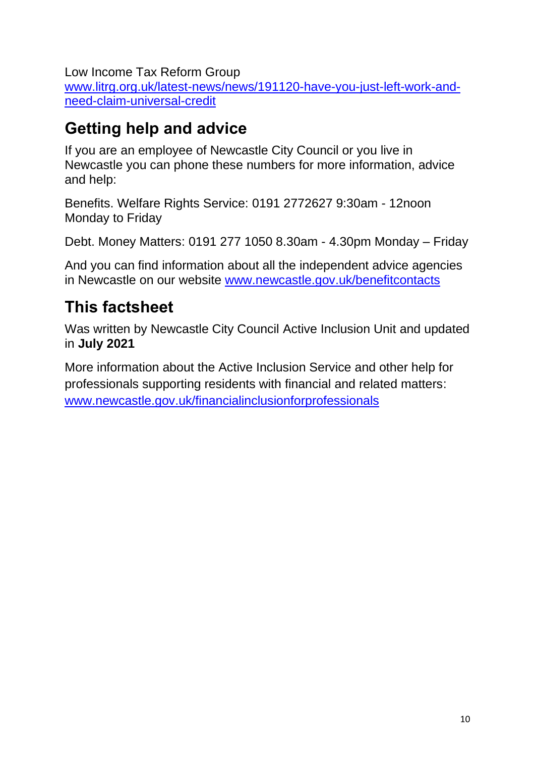Low Income Tax Reform Group
[www.litrg.org.uk/latest-news/news/191120-have-you-just-left-work-and-need-claim-universal-credit](www.litrg.org.uk/latest-news/news/191120-have-you-just-left-work-and-need-claim-universal-credit)

## Getting help and advice

If you are an employee of Newcastle City Council or you live in Newcastle you can phone these numbers for more information, advice and help:

Benefits. Welfare Rights Service: 0191 2772627 9:30am - 12noon Monday to Friday

Debt. Money Matters: 0191 277 1050 8.30am - 4.30pm Monday – Friday

And you can find information about all the independent advice agencies in Newcastle on our website [www.newcastle.gov.uk/benefitcontacts](www.newcastle.gov.uk/benefitcontacts)

## This factsheet

Was written by Newcastle City Council Active Inclusion Unit and updated in **July 2021**

More information about the Active Inclusion Service and other help for professionals supporting residents with financial and related matters: [www.newcastle.gov.uk/financialinclusionforprofessionals](www.newcastle.gov.uk/financialinclusionforprofessionals)